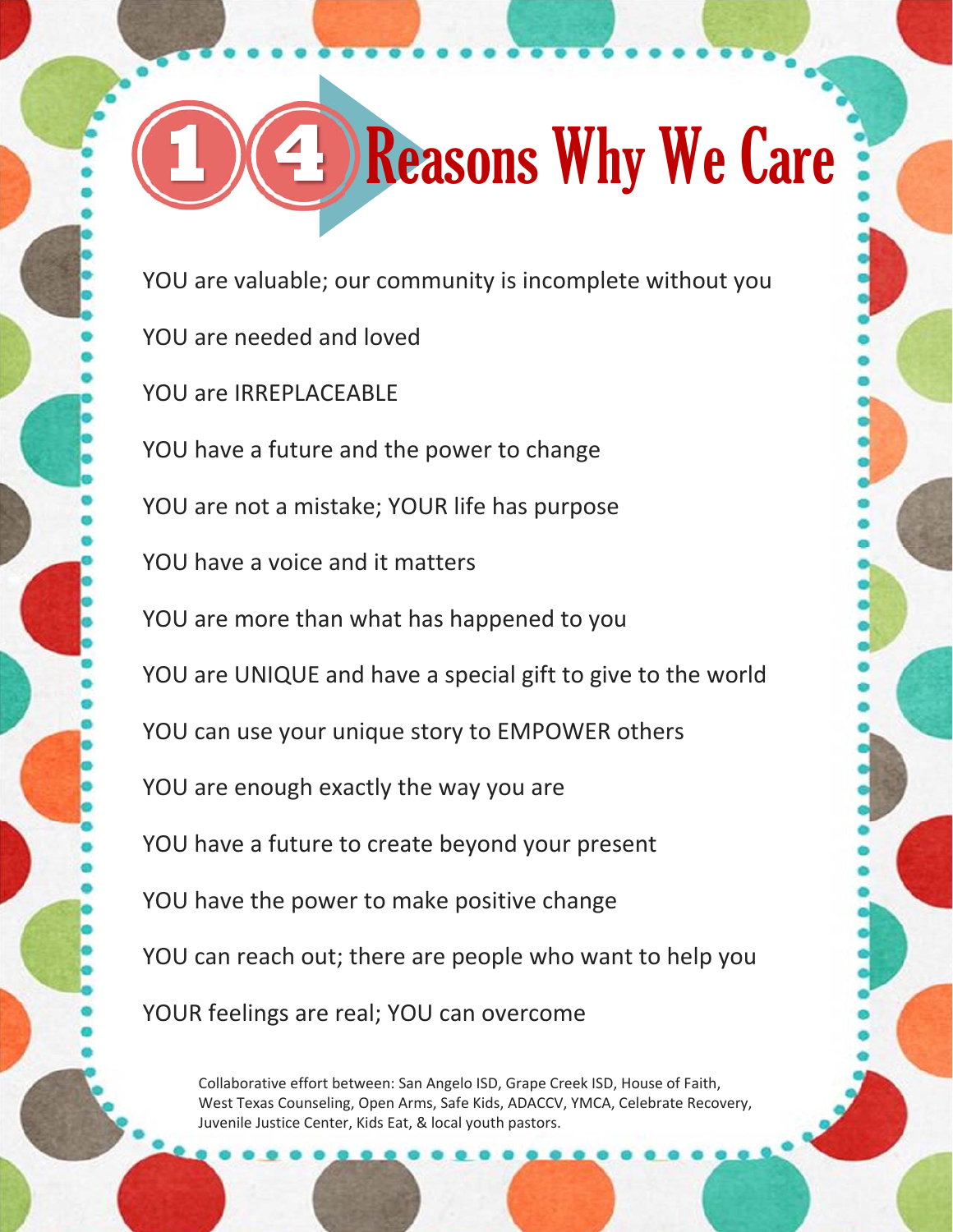# 14 Reasons Why We Care

YOU are valuable; our community is incomplete without you

YOU are needed and loved

YOU are IRREPLACEABLE

YOU have a future and the power to change

YOU are not a mistake; YOUR life has purpose

YOU have a voice and it matters

YOU are more than what has happened to you

YOU are UNIQUE and have a special gift to give to the world

YOU can use your unique story to EMPOWER others

YOU are enough exactly the way you are

YOU have a future to create beyond your present

YOU have the power to make positive change

YOU can reach out; there are people who want to help you

YOUR feelings are real; YOU can overcome

Collaborative effort between: San Angelo ISD, Grape Creek ISD, House of Faith, West Texas Counseling, Open Arms, Safe Kids, ADACCV, YMCA, Celebrate Recovery, Juvenile Justice Center, Kids Eat, & local youth pastors.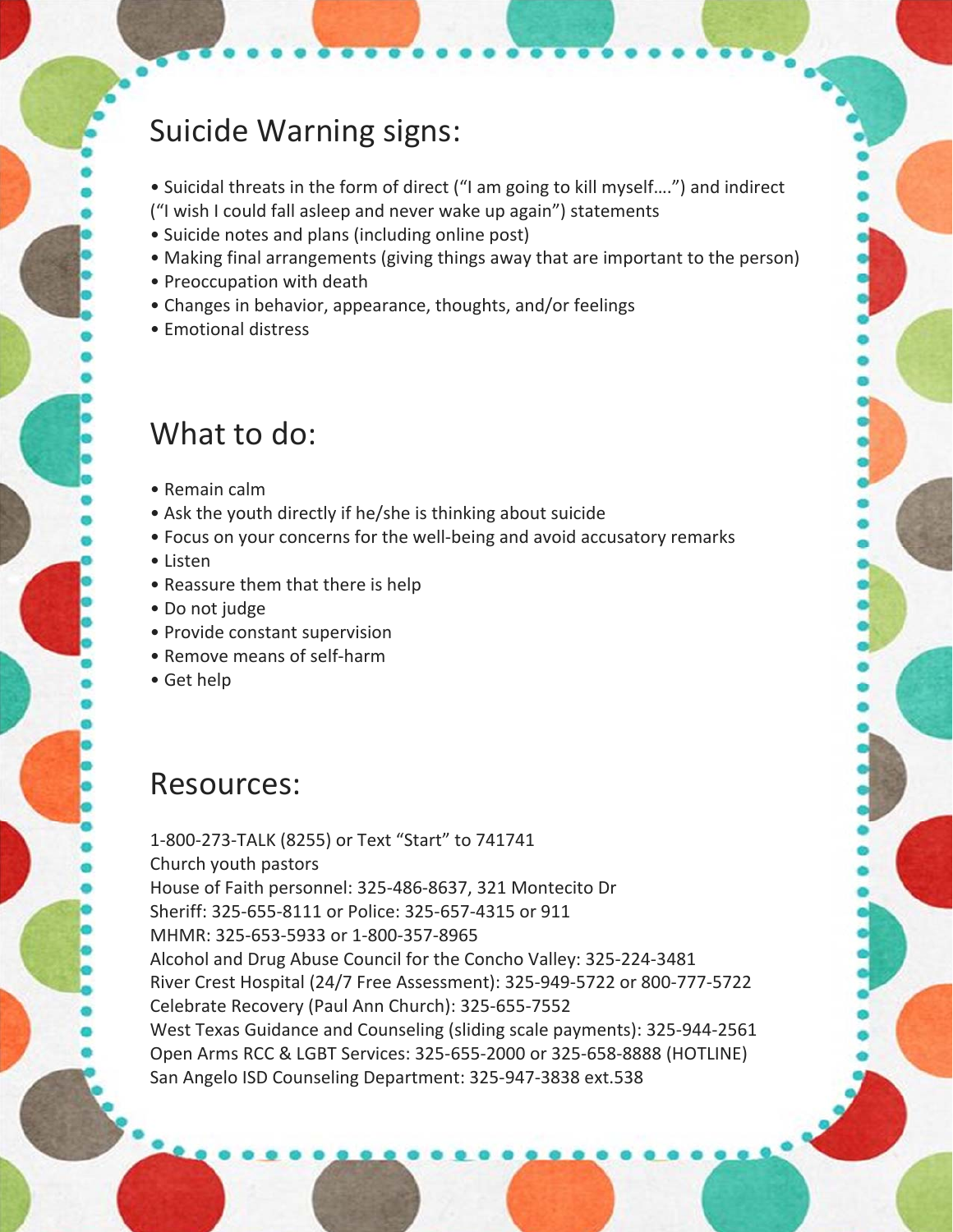## Suicide Warning signs:

- Suicidal threats in the form of direct ("I am going to kill myself….") and indirect ("I wish I could fall asleep and never wake up again") statements
- Suicide notes and plans (including online post)
- Making final arrangements (giving things away that are important to the person)
- Preoccupation with death
- Changes in behavior, appearance, thoughts, and/or feelings
- Emotional distress

## What to do:

- Remain calm
- Ask the youth directly if he/she is thinking about suicide
- Focus on your concerns for the well-being and avoid accusatory remarks
- Listen
- Reassure them that there is help
- Do not judge
- Provide constant supervision
- Remove means of self-harm
- Get help

## Resources:

1-800-273-TALK (8255) or Text "Start" to 741741
Church youth pastors
House of Faith personnel: 325-486-8637, 321 Montecito Dr
Sheriff: 325-655-8111 or Police: 325-657-4315 or 911
MHMR: 325-653-5933 or 1-800-357-8965
Alcohol and Drug Abuse Council for the Concho Valley: 325-224-3481
River Crest Hospital (24/7 Free Assessment): 325-949-5722 or 800-777-5722
Celebrate Recovery (Paul Ann Church): 325-655-7552
West Texas Guidance and Counseling (sliding scale payments): 325-944-2561
Open Arms RCC & LGBT Services: 325-655-2000 or 325-658-8888 (HOTLINE)
San Angelo ISD Counseling Department: 325-947-3838 ext.538